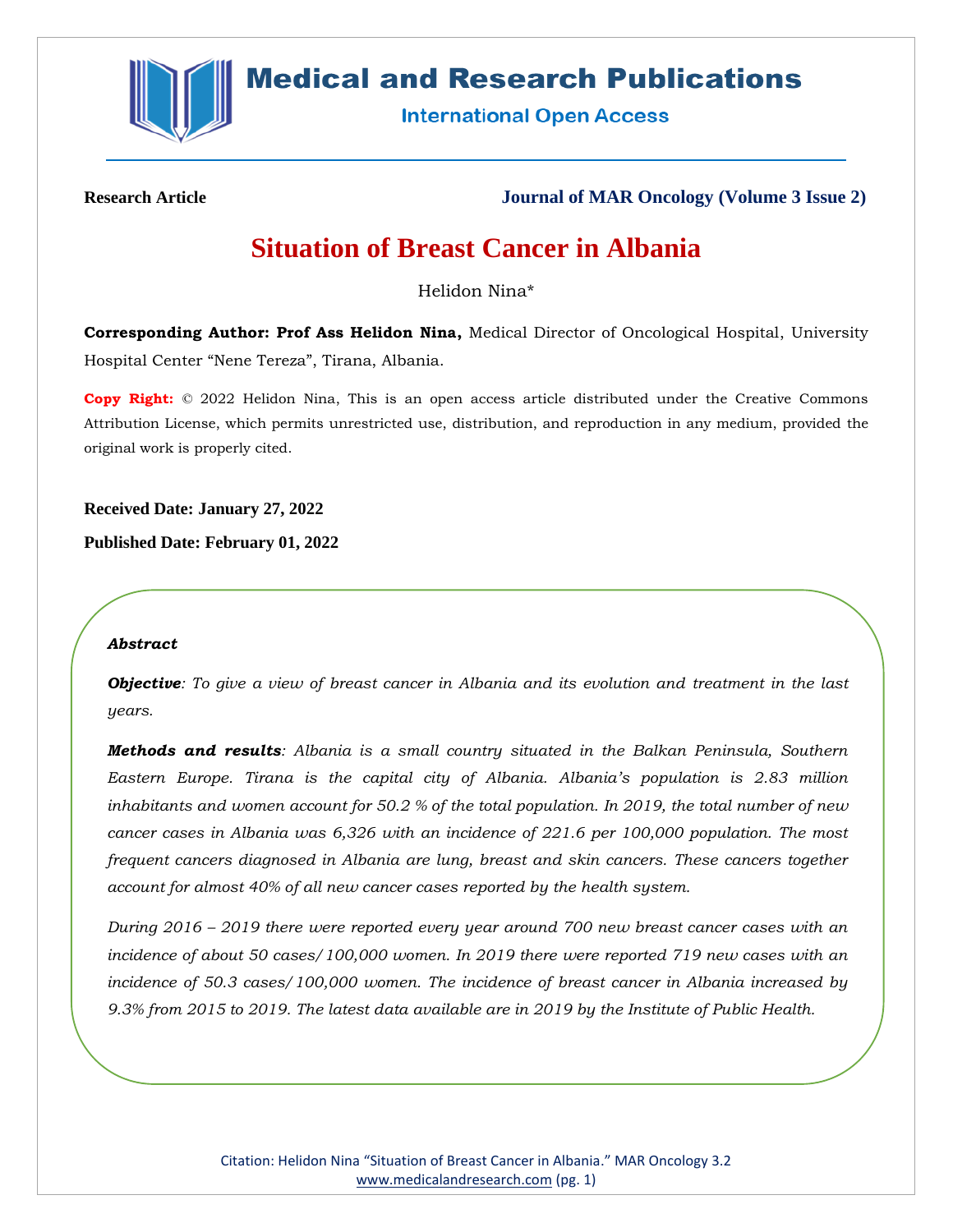**Research Article** | **Journal of MAR Oncology (Volume 3 Issue 2)**

# Situation of Breast Cancer in Albania

Helidon Nina*

**Corresponding Author: Prof Ass Helidon Nina,** Medical Director of Oncological Hospital, University Hospital Center "Nene Tereza", Tirana, Albania.

**Copy Right:** © 2022 Helidon Nina, This is an open access article distributed under the Creative Commons Attribution License, which permits unrestricted use, distribution, and reproduction in any medium, provided the original work is properly cited.

**Received Date: January 27, 2022**

**Published Date: February 01, 2022**

***Abstract***

***Objective****: To give a view of breast cancer in Albania and its evolution and treatment in the last years.*

***Methods and results****: Albania is a small country situated in the Balkan Peninsula, Southern Eastern Europe. Tirana is the capital city of Albania. Albania's population is 2.83 million inhabitants and women account for 50.2 % of the total population. In 2019, the total number of new cancer cases in Albania was 6,326 with an incidence of 221.6 per 100,000 population. The most frequent cancers diagnosed in Albania are lung, breast and skin cancers. These cancers together account for almost 40% of all new cancer cases reported by the health system.*

*During 2016 – 2019 there were reported every year around 700 new breast cancer cases with an incidence of about 50 cases/ 100,000 women. In 2019 there were reported 719 new cases with an incidence of 50.3 cases/ 100,000 women. The incidence of breast cancer in Albania increased by 9.3% from 2015 to 2019. The latest data available are in 2019 by the Institute of Public Health.*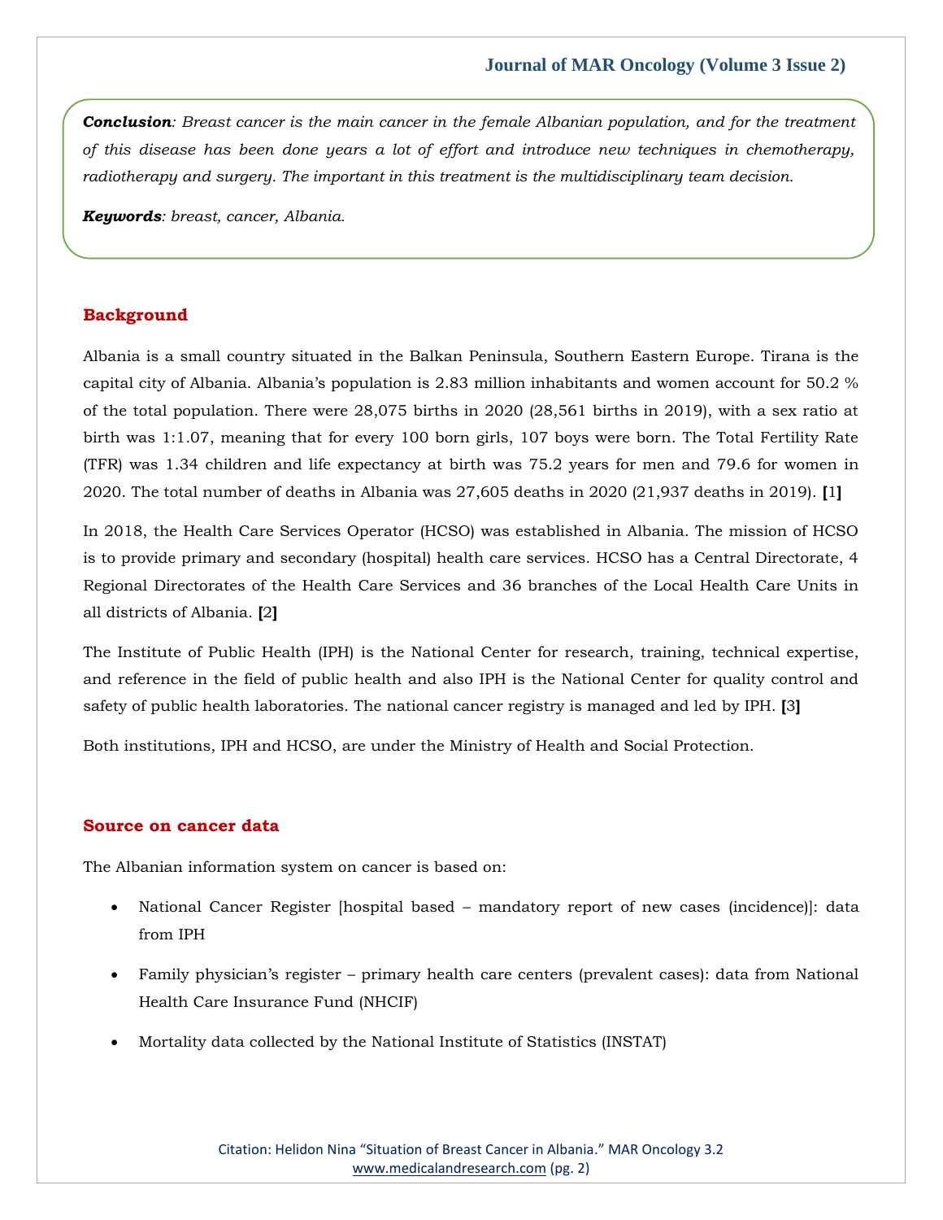***Conclusion****: Breast cancer is the main cancer in the female Albanian population, and for the treatment of this disease has been done years a lot of effort and introduce new techniques in chemotherapy, radiotherapy and surgery. The important in this treatment is the multidisciplinary team decision.*

***Keywords****: breast, cancer, Albania.*

## Background

Albania is a small country situated in the Balkan Peninsula, Southern Eastern Europe. Tirana is the capital city of Albania. Albania's population is 2.83 million inhabitants and women account for 50.2 % of the total population. There were 28,075 births in 2020 (28,561 births in 2019), with a sex ratio at birth was 1:1.07, meaning that for every 100 born girls, 107 boys were born. The Total Fertility Rate (TFR) was 1.34 children and life expectancy at birth was 75.2 years for men and 79.6 for women in 2020. The total number of deaths in Albania was 27,605 deaths in 2020 (21,937 deaths in 2019). [1]

In 2018, the Health Care Services Operator (HCSO) was established in Albania. The mission of HCSO is to provide primary and secondary (hospital) health care services. HCSO has a Central Directorate, 4 Regional Directorates of the Health Care Services and 36 branches of the Local Health Care Units in all districts of Albania. [2]

The Institute of Public Health (IPH) is the National Center for research, training, technical expertise, and reference in the field of public health and also IPH is the National Center for quality control and safety of public health laboratories. The national cancer registry is managed and led by IPH. [3]

Both institutions, IPH and HCSO, are under the Ministry of Health and Social Protection.

## Source on cancer data

The Albanian information system on cancer is based on:

- National Cancer Register [hospital based – mandatory report of new cases (incidence)]: data from IPH
- Family physician's register – primary health care centers (prevalent cases): data from National Health Care Insurance Fund (NHCIF)
- Mortality data collected by the National Institute of Statistics (INSTAT)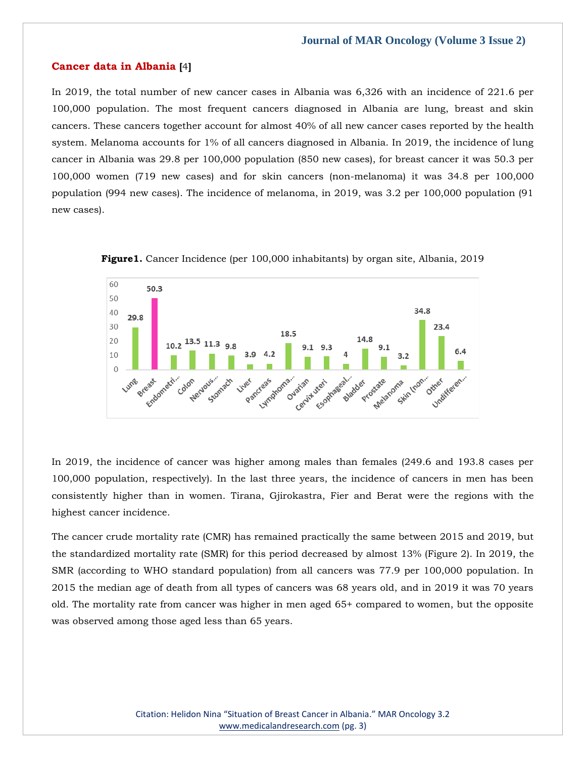## Cancer data in Albania [4]

In 2019, the total number of new cancer cases in Albania was 6,326 with an incidence of 221.6 per 100,000 population. The most frequent cancers diagnosed in Albania are lung, breast and skin cancers. These cancers together account for almost 40% of all new cancer cases reported by the health system. Melanoma accounts for 1% of all cancers diagnosed in Albania. In 2019, the incidence of lung cancer in Albania was 29.8 per 100,000 population (850 new cases), for breast cancer it was 50.3 per 100,000 women (719 new cases) and for skin cancers (non-melanoma) it was 34.8 per 100,000 population (994 new cases). The incidence of melanoma, in 2019, was 3.2 per 100,000 population (91 new cases).

**Figure1.** Cancer Incidence (per 100,000 inhabitants) by organ site, Albania, 2019

| Site | Incidence |
|---|---|
| Lung | 29.8 |
| Breast | 50.3 |
| Endometri... | 10.2 |
| Colon | 13.5 |
| Nervous... | 11.3 |
| Stomach | 9.8 |
| Liver | 3.9 |
| Pancreas | 4.2 |
| Lymphoma... | 18.5 |
| Ovarian | 9.1 |
| Cervix uteri | 9.3 |
| Esophageal... | 4 |
| Bladder | 14.8 |
| Prostate | 9.1 |
| Melanoma | 3.2 |
| Skin (non... | 34.8 |
| Other | 23.4 |
| Undifferen... | 6.4 |

In 2019, the incidence of cancer was higher among males than females (249.6 and 193.8 cases per 100,000 population, respectively). In the last three years, the incidence of cancers in men has been consistently higher than in women. Tirana, Gjirokastra, Fier and Berat were the regions with the highest cancer incidence.

The cancer crude mortality rate (CMR) has remained practically the same between 2015 and 2019, but the standardized mortality rate (SMR) for this period decreased by almost 13% (Figure 2). In 2019, the SMR (according to WHO standard population) from all cancers was 77.9 per 100,000 population. In 2015 the median age of death from all types of cancers was 68 years old, and in 2019 it was 70 years old. The mortality rate from cancer was higher in men aged 65+ compared to women, but the opposite was observed among those aged less than 65 years.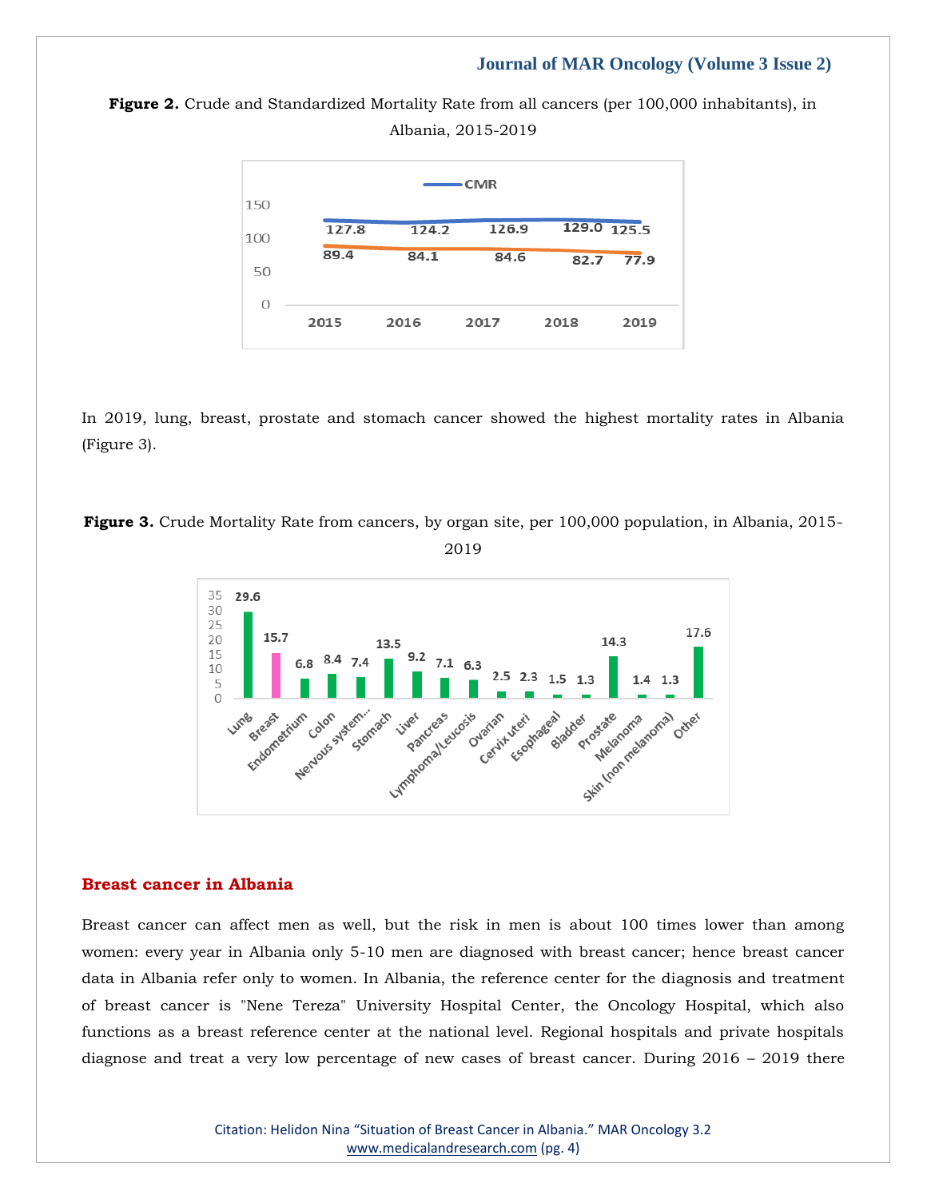**Figure 2.** Crude and Standardized Mortality Rate from all cancers (per 100,000 inhabitants), in Albania, 2015-2019

In 2019, lung, breast, prostate and stomach cancer showed the highest mortality rates in Albania (Figure 3).

**Figure 3.** Crude Mortality Rate from cancers, by organ site, per 100,000 population, in Albania, 2015-2019

## Breast cancer in Albania

Breast cancer can affect men as well, but the risk in men is about 100 times lower than among women: every year in Albania only 5-10 men are diagnosed with breast cancer; hence breast cancer data in Albania refer only to women. In Albania, the reference center for the diagnosis and treatment of breast cancer is "Nene Tereza" University Hospital Center, the Oncology Hospital, which also functions as a breast reference center at the national level. Regional hospitals and private hospitals diagnose and treat a very low percentage of new cases of breast cancer. During 2016 – 2019 there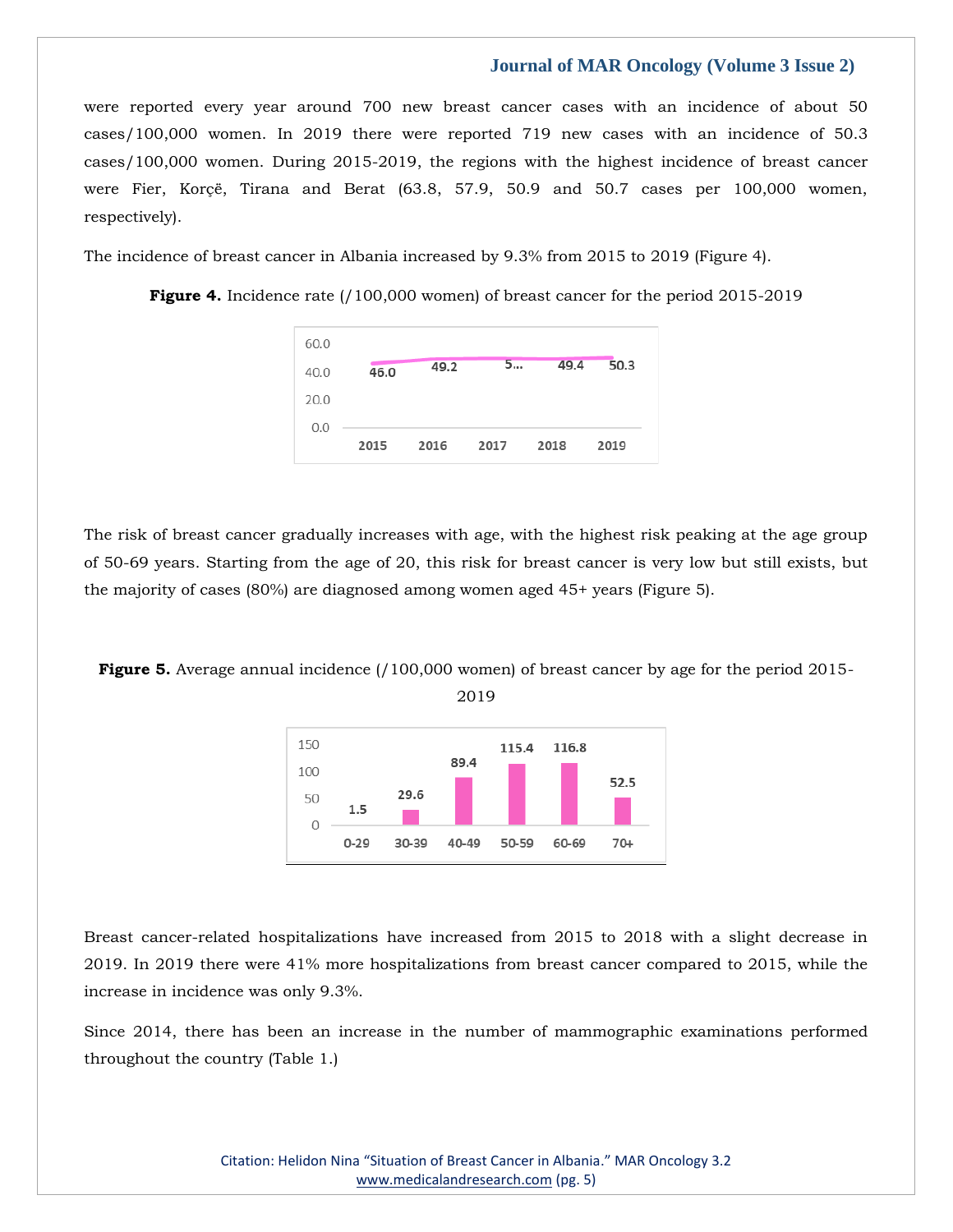were reported every year around 700 new breast cancer cases with an incidence of about 50 cases/100,000 women. In 2019 there were reported 719 new cases with an incidence of 50.3 cases/100,000 women. During 2015-2019, the regions with the highest incidence of breast cancer were Fier, Korçë, Tirana and Berat (63.8, 57.9, 50.9 and 50.7 cases per 100,000 women, respectively).

The incidence of breast cancer in Albania increased by 9.3% from 2015 to 2019 (Figure 4).

**Figure 4.** Incidence rate (/100,000 women) of breast cancer for the period 2015-2019

| Year | 2015 | 2016 | 2017 | 2018 | 2019 |
|---|---|---|---|---|---|
| Incidence rate | 46.0 | 49.2 | 5... | 49.4 | 50.3 |

The risk of breast cancer gradually increases with age, with the highest risk peaking at the age group of 50-69 years. Starting from the age of 20, this risk for breast cancer is very low but still exists, but the majority of cases (80%) are diagnosed among women aged 45+ years (Figure 5).

**Figure 5.** Average annual incidence (/100,000 women) of breast cancer by age for the period 2015-2019

| Age group | 0-29 | 30-39 | 40-49 | 50-59 | 60-69 | 70+ |
|---|---|---|---|---|---|---|
| Incidence | 1.5 | 29.6 | 89.4 | 115.4 | 116.8 | 52.5 |

Breast cancer-related hospitalizations have increased from 2015 to 2018 with a slight decrease in 2019. In 2019 there were 41% more hospitalizations from breast cancer compared to 2015, while the increase in incidence was only 9.3%.

Since 2014, there has been an increase in the number of mammographic examinations performed throughout the country (Table 1.)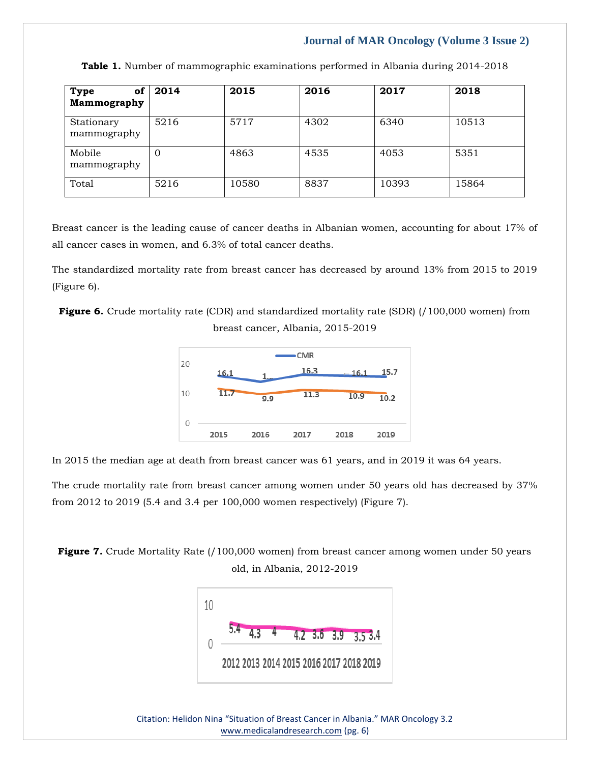**Table 1.** Number of mammographic examinations performed in Albania during 2014-2018

| Type of Mammography | 2014 | 2015 | 2016 | 2017 | 2018 |
|---|---|---|---|---|---|
| Stationary mammography | 5216 | 5717 | 4302 | 6340 | 10513 |
| Mobile mammography | 0 | 4863 | 4535 | 4053 | 5351 |
| Total | 5216 | 10580 | 8837 | 10393 | 15864 |

Breast cancer is the leading cause of cancer deaths in Albanian women, accounting for about 17% of all cancer cases in women, and 6.3% of total cancer deaths.

The standardized mortality rate from breast cancer has decreased by around 13% from 2015 to 2019 (Figure 6).

**Figure 6.** Crude mortality rate (CDR) and standardized mortality rate (SDR) (/100,000 women) from breast cancer, Albania, 2015-2019

In 2015 the median age at death from breast cancer was 61 years, and in 2019 it was 64 years.

The crude mortality rate from breast cancer among women under 50 years old has decreased by 37% from 2012 to 2019 (5.4 and 3.4 per 100,000 women respectively) (Figure 7).

**Figure 7.** Crude Mortality Rate (/100,000 women) from breast cancer among women under 50 years old, in Albania, 2012-2019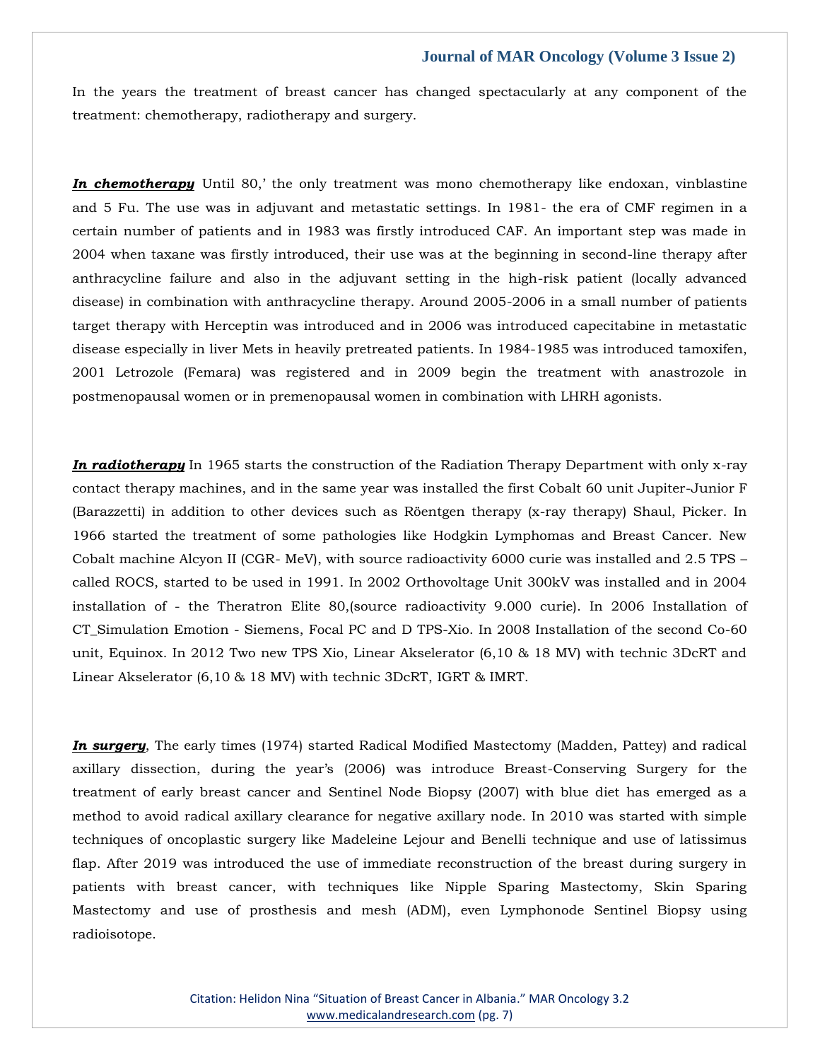In the years the treatment of breast cancer has changed spectacularly at any component of the treatment: chemotherapy, radiotherapy and surgery.

***In chemotherapy*** Until 80,' the only treatment was mono chemotherapy like endoxan, vinblastine and 5 Fu. The use was in adjuvant and metastatic settings. In 1981- the era of CMF regimen in a certain number of patients and in 1983 was firstly introduced CAF. An important step was made in 2004 when taxane was firstly introduced, their use was at the beginning in second-line therapy after anthracycline failure and also in the adjuvant setting in the high-risk patient (locally advanced disease) in combination with anthracycline therapy. Around 2005-2006 in a small number of patients target therapy with Herceptin was introduced and in 2006 was introduced capecitabine in metastatic disease especially in liver Mets in heavily pretreated patients. In 1984-1985 was introduced tamoxifen, 2001 Letrozole (Femara) was registered and in 2009 begin the treatment with anastrozole in postmenopausal women or in premenopausal women in combination with LHRH agonists.

***In radiotherapy*** In 1965 starts the construction of the Radiation Therapy Department with only x-ray contact therapy machines, and in the same year was installed the first Cobalt 60 unit Jupiter-Junior F (Barazzetti) in addition to other devices such as Röentgen therapy (x-ray therapy) Shaul, Picker. In 1966 started the treatment of some pathologies like Hodgkin Lymphomas and Breast Cancer. New Cobalt machine Alcyon II (CGR- MeV), with source radioactivity 6000 curie was installed and 2.5 TPS – called ROCS, started to be used in 1991. In 2002 Orthovoltage Unit 300kV was installed and in 2004 installation of - the Theratron Elite 80,(source radioactivity 9.000 curie). In 2006 Installation of CT_Simulation Emotion - Siemens, Focal PC and D TPS-Xio. In 2008 Installation of the second Co-60 unit, Equinox. In 2012 Two new TPS Xio, Linear Akselerator (6,10 & 18 MV) with technic 3DcRT and Linear Akselerator (6,10 & 18 MV) with technic 3DcRT, IGRT & IMRT.

***In surgery***, The early times (1974) started Radical Modified Mastectomy (Madden, Pattey) and radical axillary dissection, during the year's (2006) was introduce Breast-Conserving Surgery for the treatment of early breast cancer and Sentinel Node Biopsy (2007) with blue diet has emerged as a method to avoid radical axillary clearance for negative axillary node. In 2010 was started with simple techniques of oncoplastic surgery like Madeleine Lejour and Benelli technique and use of latissimus flap. After 2019 was introduced the use of immediate reconstruction of the breast during surgery in patients with breast cancer, with techniques like Nipple Sparing Mastectomy, Skin Sparing Mastectomy and use of prosthesis and mesh (ADM), even Lymphonode Sentinel Biopsy using radioisotope.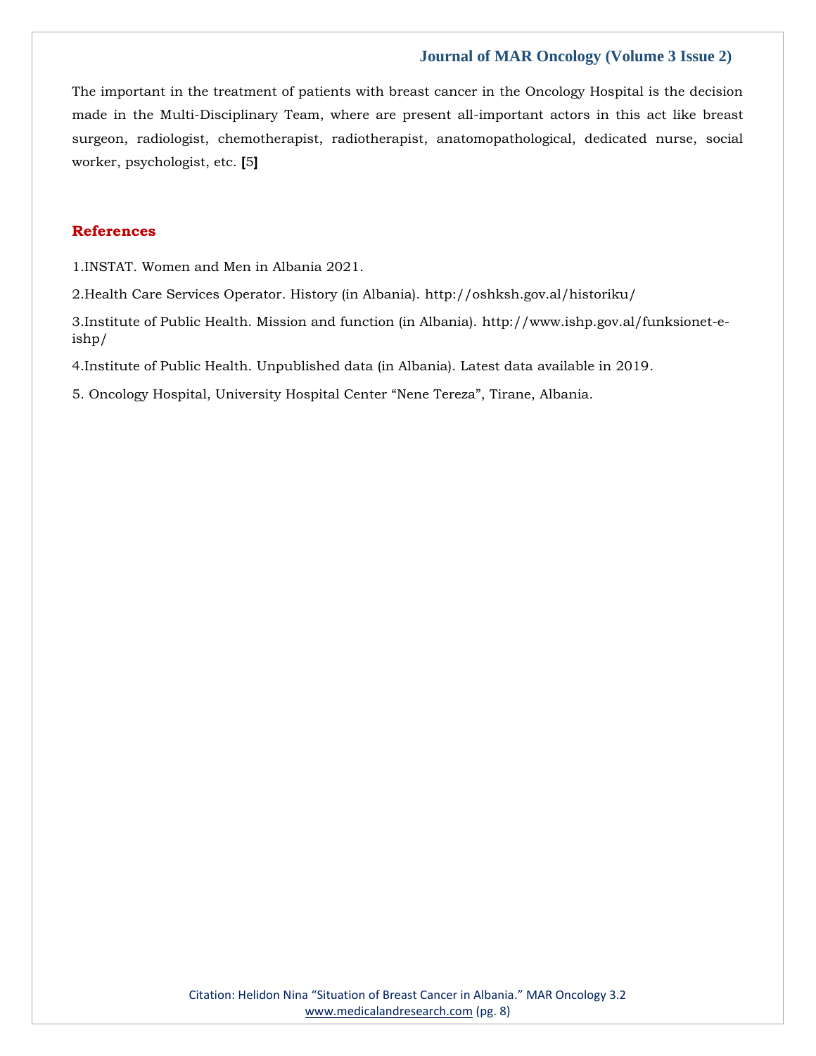The important in the treatment of patients with breast cancer in the Oncology Hospital is the decision made in the Multi-Disciplinary Team, where are present all-important actors in this act like breast surgeon, radiologist, chemotherapist, radiotherapist, anatomopathological, dedicated nurse, social worker, psychologist, etc. [5]

## References

1.INSTAT. Women and Men in Albania 2021.

2.Health Care Services Operator. History (in Albania). http://oshksh.gov.al/historiku/

3.Institute of Public Health. Mission and function (in Albania). http://www.ishp.gov.al/funksionet-e-ishp/

4.Institute of Public Health. Unpublished data (in Albania). Latest data available in 2019.

5. Oncology Hospital, University Hospital Center "Nene Tereza", Tirane, Albania.